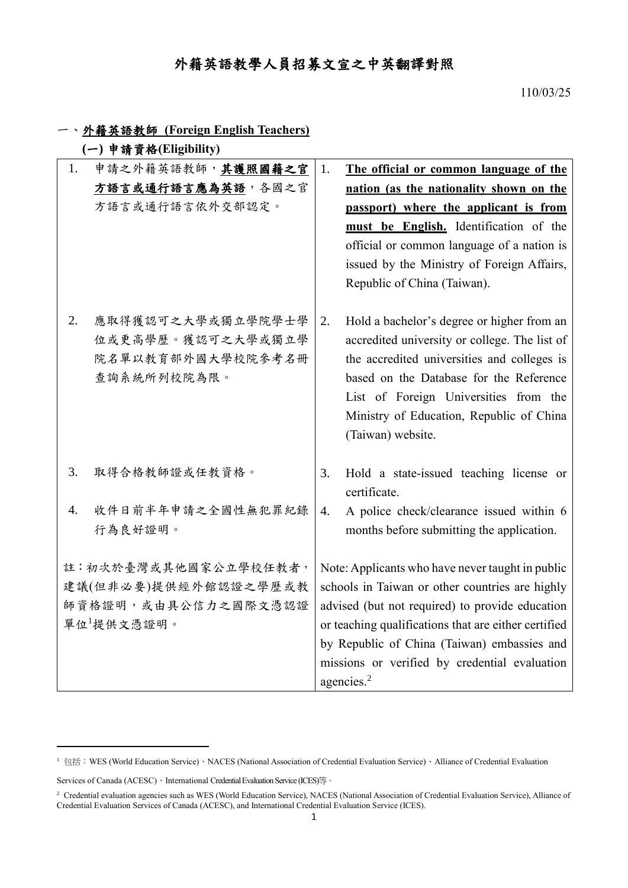# 外籍英語教學人員招募文宣之中英翻譯對照

110/03/25

## 一、<u>外籍英語教師 (Foreign English Teachers)</u>

### (一) 申請資格(Eligibility)

| 中文 | English |
|---|---|
| 1. 申請之外籍英語教師，**<u>其護照國籍之官方語言或通行語言應為英語</u>**，各國之官方語言或通行語言依外交部認定。 | 1. **<u>The official or common language of the nation (as the nationality shown on the passport) where the applicant is from must be English.</u>** Identification of the official or common language of a nation is issued by the Ministry of Foreign Affairs, Republic of China (Taiwan). |
| 2. 應取得獲認可之大學或獨立學院學士學位或更高學歷。獲認可之大學或獨立學院名單以教育部外國大學校院參考名冊查詢系統所列校院為限。 | 2. Hold a bachelor's degree or higher from an accredited university or college. The list of the accredited universities and colleges is based on the Database for the Reference List of Foreign Universities from the Ministry of Education, Republic of China (Taiwan) website. |
| 3. 取得合格教師證或任教資格。 | 3. Hold a state-issued teaching license or certificate. |
| 4. 收件日前半年申請之全國性無犯罪紀錄行為良好證明。 | 4. A police check/clearance issued within 6 months before submitting the application. |
| 註：初次於臺灣或其他國家公立學校任教者，建議(但非必要)提供經外館認證之學歷或教師資格證明，或由具公信力之國際文憑認證單位[1]提供文憑證明。 | Note: Applicants who have never taught in public schools in Taiwan or other countries are highly advised (but not required) to provide education or teaching qualifications that are either certified by Republic of China (Taiwan) embassies and missions or verified by credential evaluation agencies.[2] |

---

[1] 包括：WES (World Education Service)、NACES (National Association of Credential Evaluation Service)、Alliance of Credential Evaluation Services of Canada (ACESC)、International Credential Evaluation Service (ICES)等。

[2] Credential evaluation agencies such as WES (World Education Service), NACES (National Association of Credential Evaluation Service), Alliance of Credential Evaluation Services of Canada (ACESC), and International Credential Evaluation Service (ICES).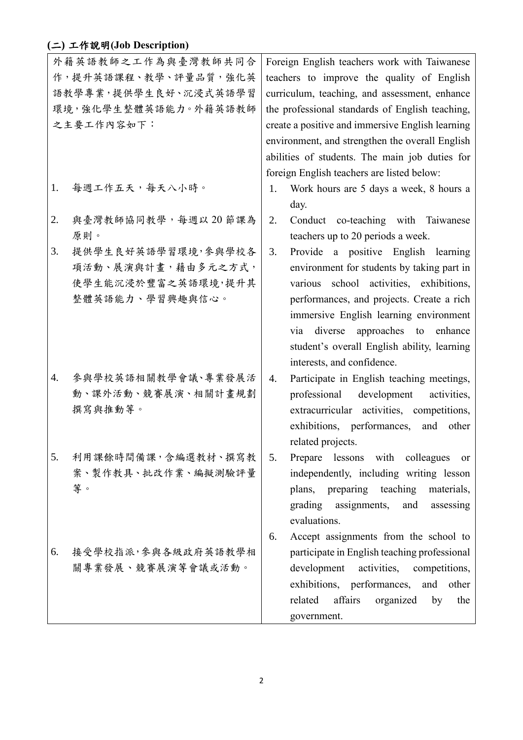### (二) 工作說明(Job Description)

| 外籍英語教師之工作為與臺灣教師共同合作，提升英語課程、教學、評量品質，強化英語教學專業，提供學生良好、沉浸式英語學習環境，強化學生整體英語能力。外籍英語教師之主要工作內容如下： | Foreign English teachers work with Taiwanese teachers to improve the quality of English curriculum, teaching, and assessment, enhance the professional standards of English teaching, create a positive and immersive English learning environment, and strengthen the overall English abilities of students. The main job duties for foreign English teachers are listed below: |
|---|---|
| 1. 每週工作五天，每天八小時。 | 1. Work hours are 5 days a week, 8 hours a day. |
| 2. 與臺灣教師協同教學，每週以 20 節課為原則。 | 2. Conduct co-teaching with Taiwanese teachers up to 20 periods a week. |
| 3. 提供學生良好英語學習環境，參與學校各項活動、展演與計畫，藉由多元之方式，使學生能沉浸於豐富之英語環境，提升其整體英語能力、學習興趣與信心。 | 3. Provide a positive English learning environment for students by taking part in various school activities, exhibitions, performances, and projects. Create a rich immersive English learning environment via diverse approaches to enhance student's overall English ability, learning interests, and confidence. |
| 4. 參與學校英語相關教學會議、專業發展活動、課外活動、競賽展演、相關計畫規劃撰寫與推動等。 | 4. Participate in English teaching meetings, professional development activities, extracurricular activities, competitions, exhibitions, performances, and other related projects. |
| 5. 利用課餘時間備課，含編選教材、撰寫教案、製作教具、批改作業、編擬測驗評量等。 | 5. Prepare lessons with colleagues or independently, including writing lesson plans, preparing teaching materials, grading assignments, and assessing evaluations. |
| 6. 接受學校指派，參與各級政府英語教學相關專業發展、競賽展演等會議或活動。 | 6. Accept assignments from the school to participate in English teaching professional development activities, competitions, exhibitions, performances, and other related affairs organized by the government. |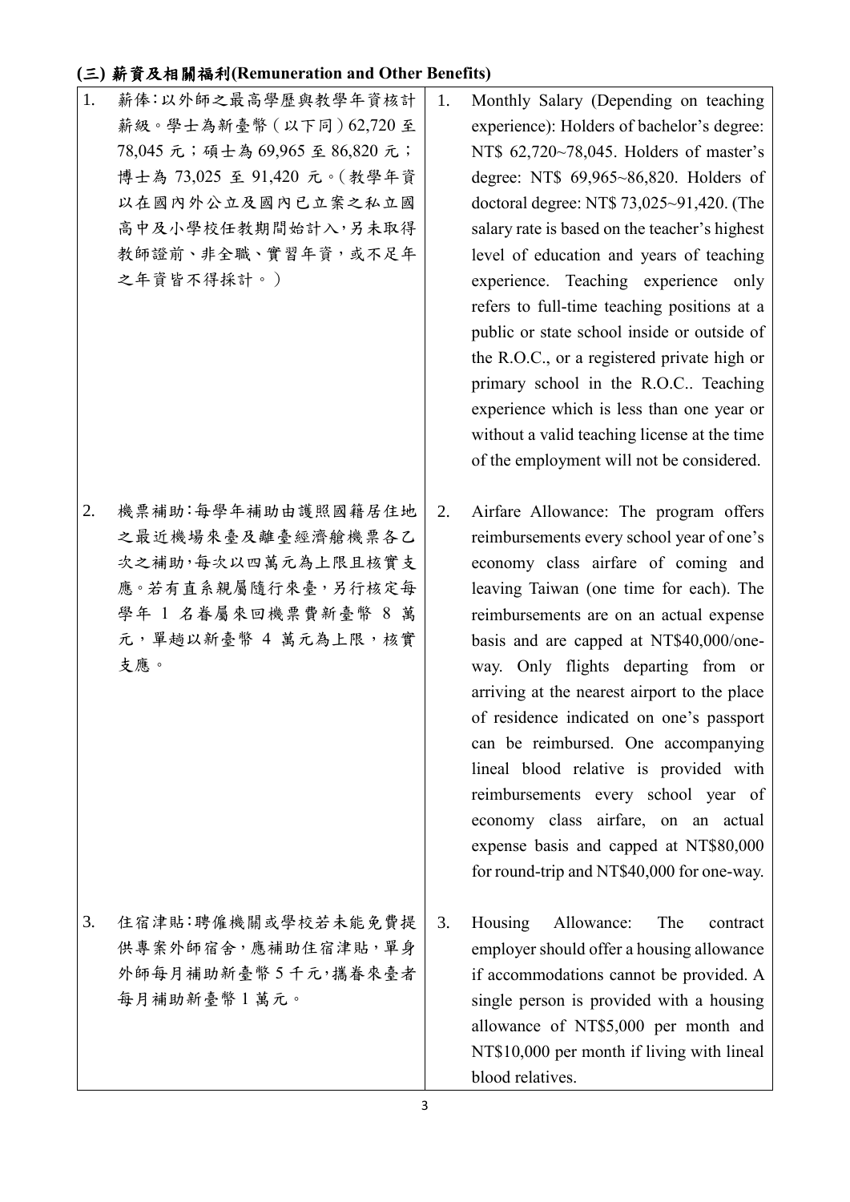### (三) 薪資及相關福利(Remuneration and Other Benefits)

| | |
|---|---|
| 1. 薪俸：以外師之最高學歷與教學年資核計薪級。學士為新臺幣（以下同）62,720 至 78,045 元；碩士為 69,965 至 86,820 元；博士為 73,025 至 91,420 元。（教學年資以在國內外公立及國內已立案之私立國高中及小學校任教期間始計入，另未取得教師證前、非全職、實習年資，或不足年之年資皆不得採計。） | 1. Monthly Salary (Depending on teaching experience): Holders of bachelor's degree: NT$ 62,720~78,045. Holders of master's degree: NT$ 69,965~86,820. Holders of doctoral degree: NT$ 73,025~91,420. (The salary rate is based on the teacher's highest level of education and years of teaching experience. Teaching experience only refers to full-time teaching positions at a public or state school inside or outside of the R.O.C., or a registered private high or primary school in the R.O.C.. Teaching experience which is less than one year or without a valid teaching license at the time of the employment will not be considered. |
| 2. 機票補助：每學年補助由護照國籍居住地之最近機場來臺及離臺經濟艙機票各乙次之補助，每次以四萬元為上限且核實支應。若有直系親屬隨行來臺，另行核定每學年 1 名眷屬來回機票費新臺幣 8 萬元，單趟以新臺幣 4 萬元為上限，核實支應。 | 2. Airfare Allowance: The program offers reimbursements every school year of one's economy class airfare of coming and leaving Taiwan (one time for each). The reimbursements are on an actual expense basis and are capped at NT$40,000/one-way. Only flights departing from or arriving at the nearest airport to the place of residence indicated on one's passport can be reimbursed. One accompanying lineal blood relative is provided with reimbursements every school year of economy class airfare, on an actual expense basis and capped at NT$80,000 for round-trip and NT$40,000 for one-way. |
| 3. 住宿津貼：聘僱機關或學校若未能免費提供專案外師宿舍，應補助住宿津貼，單身外師每月補助新臺幣 5 千元，攜眷來臺者每月補助新臺幣 1 萬元。 | 3. Housing Allowance: The contract employer should offer a housing allowance if accommodations cannot be provided. A single person is provided with a housing allowance of NT$5,000 per month and NT$10,000 per month if living with lineal blood relatives. |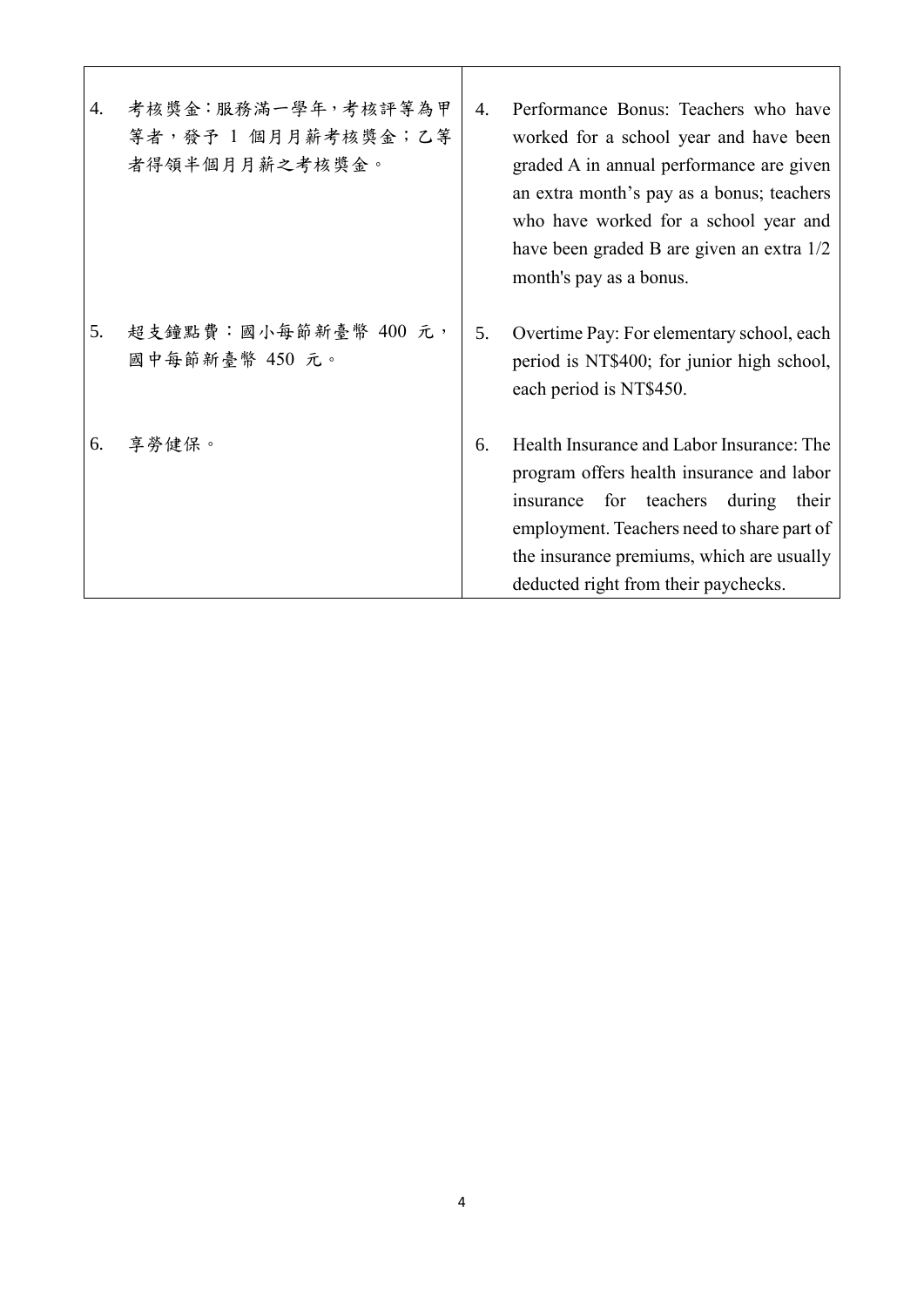| | |
|---|---|
| 4. 考核獎金：服務滿一學年，考核評等為甲等者，發予 1 個月月薪考核獎金；乙等者得領半個月月薪之考核獎金。 | 4. Performance Bonus: Teachers who have worked for a school year and have been graded A in annual performance are given an extra month’s pay as a bonus; teachers who have worked for a school year and have been graded B are given an extra 1/2 month's pay as a bonus. |
| 5. 超支鐘點費：國小每節新臺幣 400 元，國中每節新臺幣 450 元。 | 5. Overtime Pay: For elementary school, each period is NT$400; for junior high school, each period is NT$450. |
| 6. 享勞健保。 | 6. Health Insurance and Labor Insurance: The program offers health insurance and labor insurance for teachers during their employment. Teachers need to share part of the insurance premiums, which are usually deducted right from their paychecks. |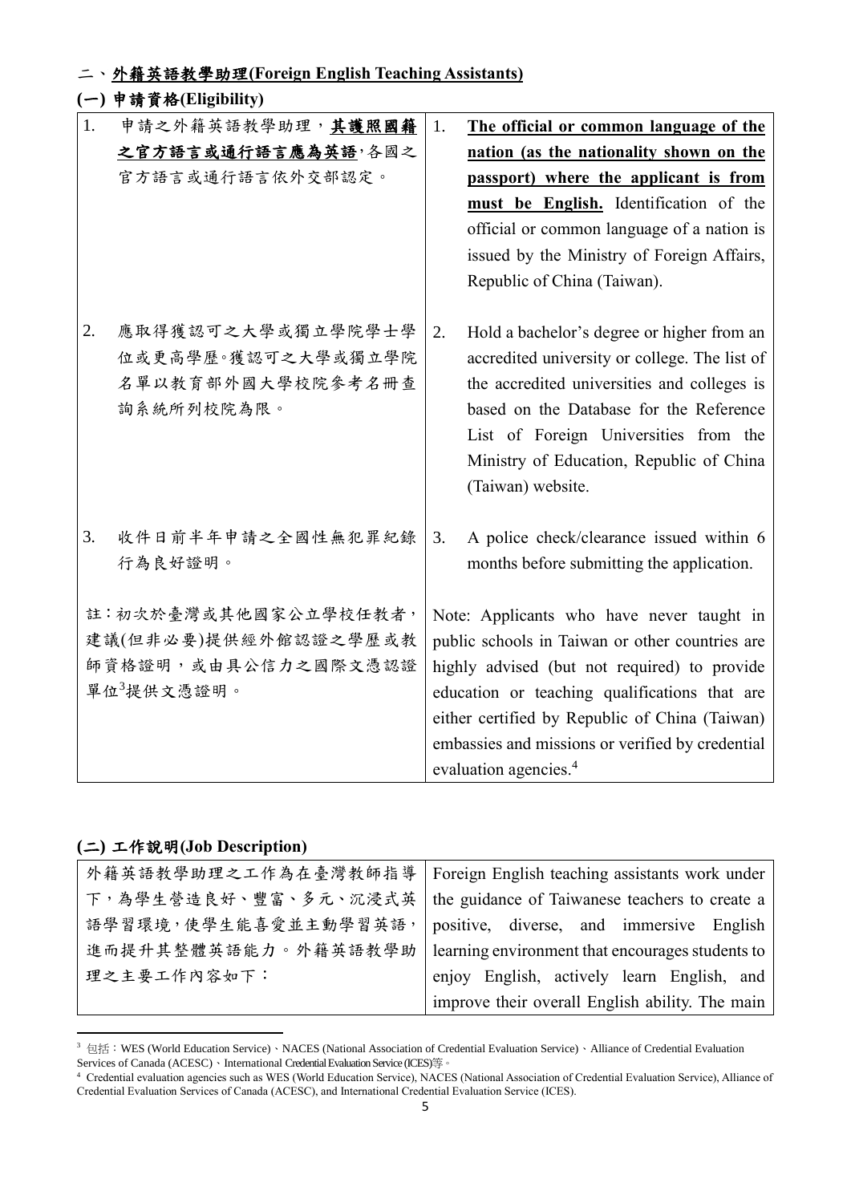## 二、外籍英語教學助理(Foreign English Teaching Assistants)

### (一) 申請資格(Eligibility)

| | |
|---|---|
| 1. 申請之外籍英語教學助理，**其護照國籍之官方語言或通行語言應為英語**，各國之官方語言或通行語言依外交部認定。 | 1. **The official or common language of the nation (as the nationality shown on the passport) where the applicant is from must be English.** Identification of the official or common language of a nation is issued by the Ministry of Foreign Affairs, Republic of China (Taiwan). |
| 2. 應取得獲認可之大學或獨立學院學士學位或更高學歷。獲認可之大學或獨立學院名單以教育部外國大學校院參考名冊查詢系統所列校院為限。 | 2. Hold a bachelor's degree or higher from an accredited university or college. The list of the accredited universities and colleges is based on the Database for the Reference List of Foreign Universities from the Ministry of Education, Republic of China (Taiwan) website. |
| 3. 收件日前半年申請之全國性無犯罪紀錄行為良好證明。 | 3. A police check/clearance issued within 6 months before submitting the application. |
| 註：初次於臺灣或其他國家公立學校任教者，建議(但非必要)提供經外館認證之學歷或教師資格證明，或由具公信力之國際文憑認證單位[3]提供文憑證明。 | Note: Applicants who have never taught in public schools in Taiwan or other countries are highly advised (but not required) to provide education or teaching qualifications that are either certified by Republic of China (Taiwan) embassies and missions or verified by credential evaluation agencies.[4] |

### (二) 工作說明(Job Description)

| | |
|---|---|
| 外籍英語教學助理之工作為在臺灣教師指導下，為學生營造良好、豐富、多元、沉浸式英語學習環境，使學生能喜愛並主動學習英語，進而提升其整體英語能力。外籍英語教學助理之主要工作內容如下： | Foreign English teaching assistants work under the guidance of Taiwanese teachers to create a positive, diverse, and immersive English learning environment that encourages students to enjoy English, actively learn English, and improve their overall English ability. The main |

[3] 包括：WES (World Education Service)、NACES (National Association of Credential Evaluation Service)、Alliance of Credential Evaluation Services of Canada (ACESC)、International Credential Evaluation Service (ICES)等。

[4] Credential evaluation agencies such as WES (World Education Service), NACES (National Association of Credential Evaluation Service), Alliance of Credential Evaluation Services of Canada (ACESC), and International Credential Evaluation Service (ICES).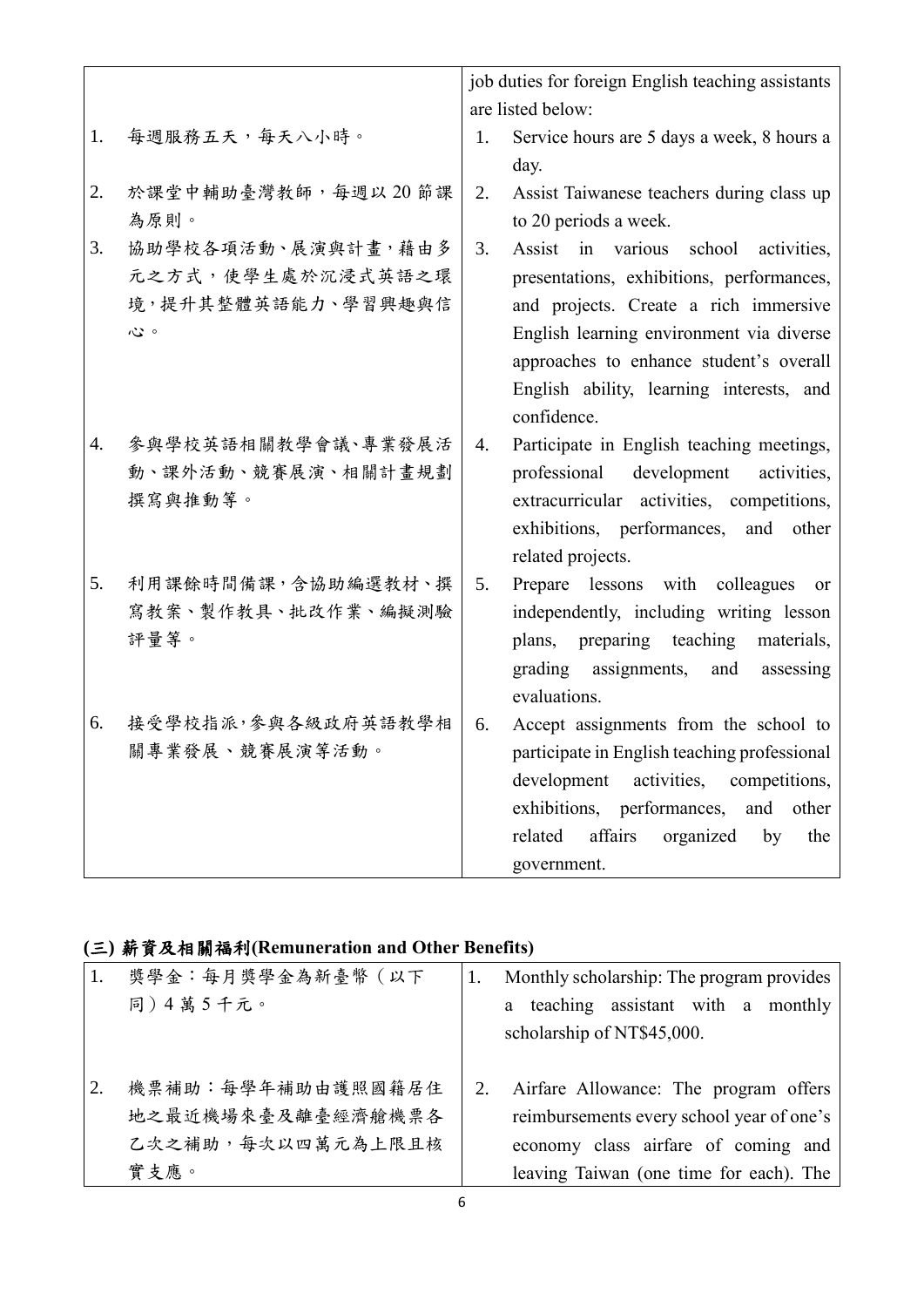| | job duties for foreign English teaching assistants are listed below: |
|---|---|
| 1. 每週服務五天，每天八小時。 | 1. Service hours are 5 days a week, 8 hours a day. |
| 2. 於課堂中輔助臺灣教師，每週以 20 節課為原則。 | 2. Assist Taiwanese teachers during class up to 20 periods a week. |
| 3. 協助學校各項活動、展演與計畫，藉由多元之方式，使學生處於沉浸式英語之環境，提升其整體英語能力、學習興趣與信心。 | 3. Assist in various school activities, presentations, exhibitions, performances, and projects. Create a rich immersive English learning environment via diverse approaches to enhance student's overall English ability, learning interests, and confidence. |
| 4. 參與學校英語相關教學會議、專業發展活動、課外活動、競賽展演、相關計畫規劃撰寫與推動等。 | 4. Participate in English teaching meetings, professional development activities, extracurricular activities, competitions, exhibitions, performances, and other related projects. |
| 5. 利用課餘時間備課，含協助編選教材、撰寫教案、製作教具、批改作業、編擬測驗評量等。 | 5. Prepare lessons with colleagues or independently, including writing lesson plans, preparing teaching materials, grading assignments, and assessing evaluations. |
| 6. 接受學校指派，參與各級政府英語教學相關專業發展、競賽展演等活動。 | 6. Accept assignments from the school to participate in English teaching professional development activities, competitions, exhibitions, performances, and other related affairs organized by the government. |

## (三) 薪資及相關福利(Remuneration and Other Benefits)

| | |
|---|---|
| 1. 獎學金：每月獎學金為新臺幣（以下同）4 萬 5 千元。 | 1. Monthly scholarship: The program provides a teaching assistant with a monthly scholarship of NT$45,000. |
| 2. 機票補助：每學年補助由護照國籍居住地之最近機場來臺及離臺經濟艙機票各乙次之補助，每次以四萬元為上限且核實支應。 | 2. Airfare Allowance: The program offers reimbursements every school year of one's economy class airfare of coming and leaving Taiwan (one time for each). The |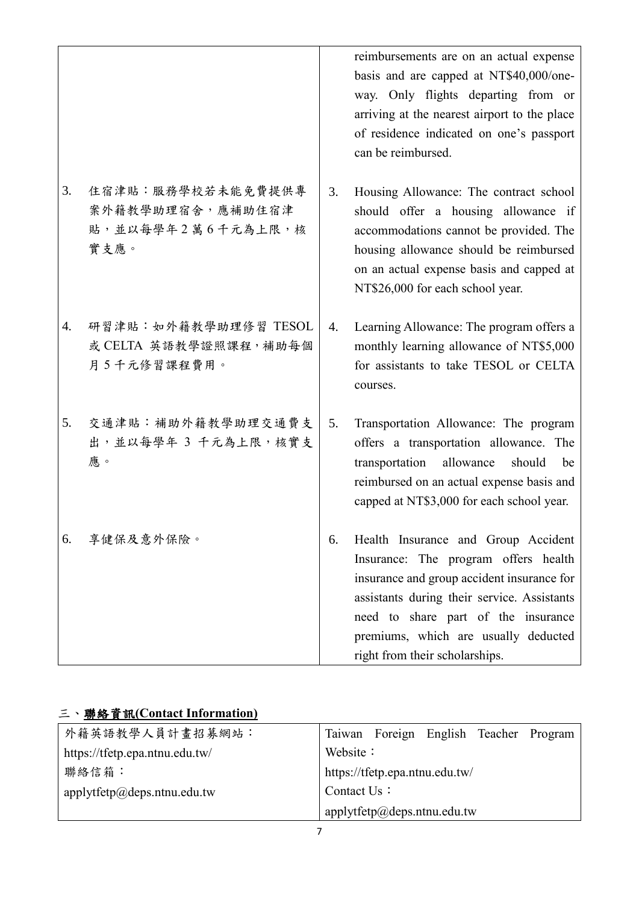| | |
|---|---|
| | reimbursements are on an actual expense basis and are capped at NT$40,000/one-way. Only flights departing from or arriving at the nearest airport to the place of residence indicated on one's passport can be reimbursed. |
| 3. 住宿津貼：服務學校若未能免費提供專案外籍教學助理宿舍，應補助住宿津貼，並以每學年2萬6千元為上限，核實支應。 | 3. Housing Allowance: The contract school should offer a housing allowance if accommodations cannot be provided. The housing allowance should be reimbursed on an actual expense basis and capped at NT$26,000 for each school year. |
| 4. 研習津貼：如外籍教學助理修習 TESOL 或 CELTA 英語教學證照課程，補助每個月5千元修習課程費用。 | 4. Learning Allowance: The program offers a monthly learning allowance of NT$5,000 for assistants to take TESOL or CELTA courses. |
| 5. 交通津貼：補助外籍教學助理交通費支出，並以每學年 3 千元為上限，核實支應。 | 5. Transportation Allowance: The program offers a transportation allowance. The transportation allowance should be reimbursed on an actual expense basis and capped at NT$3,000 for each school year. |
| 6. 享健保及意外保險。 | 6. Health Insurance and Group Accident Insurance: The program offers health insurance and group accident insurance for assistants during their service. Assistants need to share part of the insurance premiums, which are usually deducted right from their scholarships. |

## 三、聯絡資訊(Contact Information)

| | |
|---|---|
| 外籍英語教學人員計畫招募網站：<br>https://tfetp.epa.ntnu.edu.tw/<br>聯絡信箱：<br>applytfetp@deps.ntnu.edu.tw | Taiwan Foreign English Teacher Program Website：<br>https://tfetp.epa.ntnu.edu.tw/<br>Contact Us：<br>applytfetp@deps.ntnu.edu.tw |